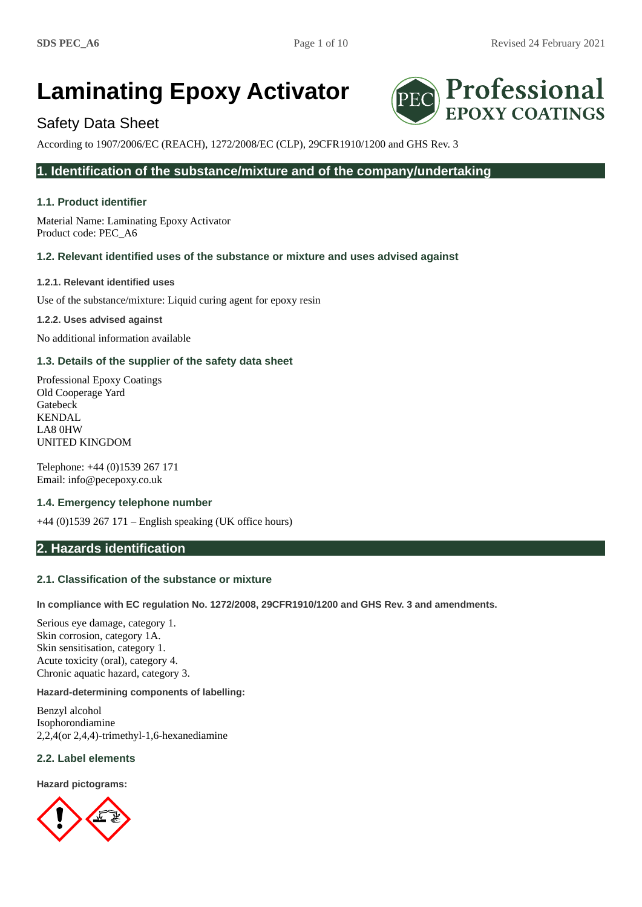# Laminating Epoxy Activator

Safety Data Sheet

According to 1907/2006/EC (REACH), 1272/2008/EC (CLP), 29CFR1910/1200 and GHS Rev. 3

## 1. Identification of the substance/mixture and of the company/undertaking

### 1.1. Product identifier

Material Name: Laminating Epoxy Activator
Product code: PEC_A6

### 1.2. Relevant identified uses of the substance or mixture and uses advised against

#### 1.2.1. Relevant identified uses

Use of the substance/mixture: Liquid curing agent for epoxy resin

#### 1.2.2. Uses advised against

No additional information available

### 1.3. Details of the supplier of the safety data sheet

Professional Epoxy Coatings
Old Cooperage Yard
Gatebeck
KENDAL
LA8 0HW
UNITED KINGDOM

Telephone: +44 (0)1539 267 171
Email: info@pecepoxy.co.uk

### 1.4. Emergency telephone number

+44 (0)1539 267 171 – English speaking (UK office hours)

## 2. Hazards identification

### 2.1. Classification of the substance or mixture

**In compliance with EC regulation No. 1272/2008, 29CFR1910/1200 and GHS Rev. 3 and amendments.**

Serious eye damage, category 1.
Skin corrosion, category 1A.
Skin sensitisation, category 1.
Acute toxicity (oral), category 4.
Chronic aquatic hazard, category 3.

**Hazard-determining components of labelling:**

Benzyl alcohol
Isophorondiamine
2,2,4(or 2,4,4)-trimethyl-1,6-hexanediamine

### 2.2. Label elements

**Hazard pictograms:**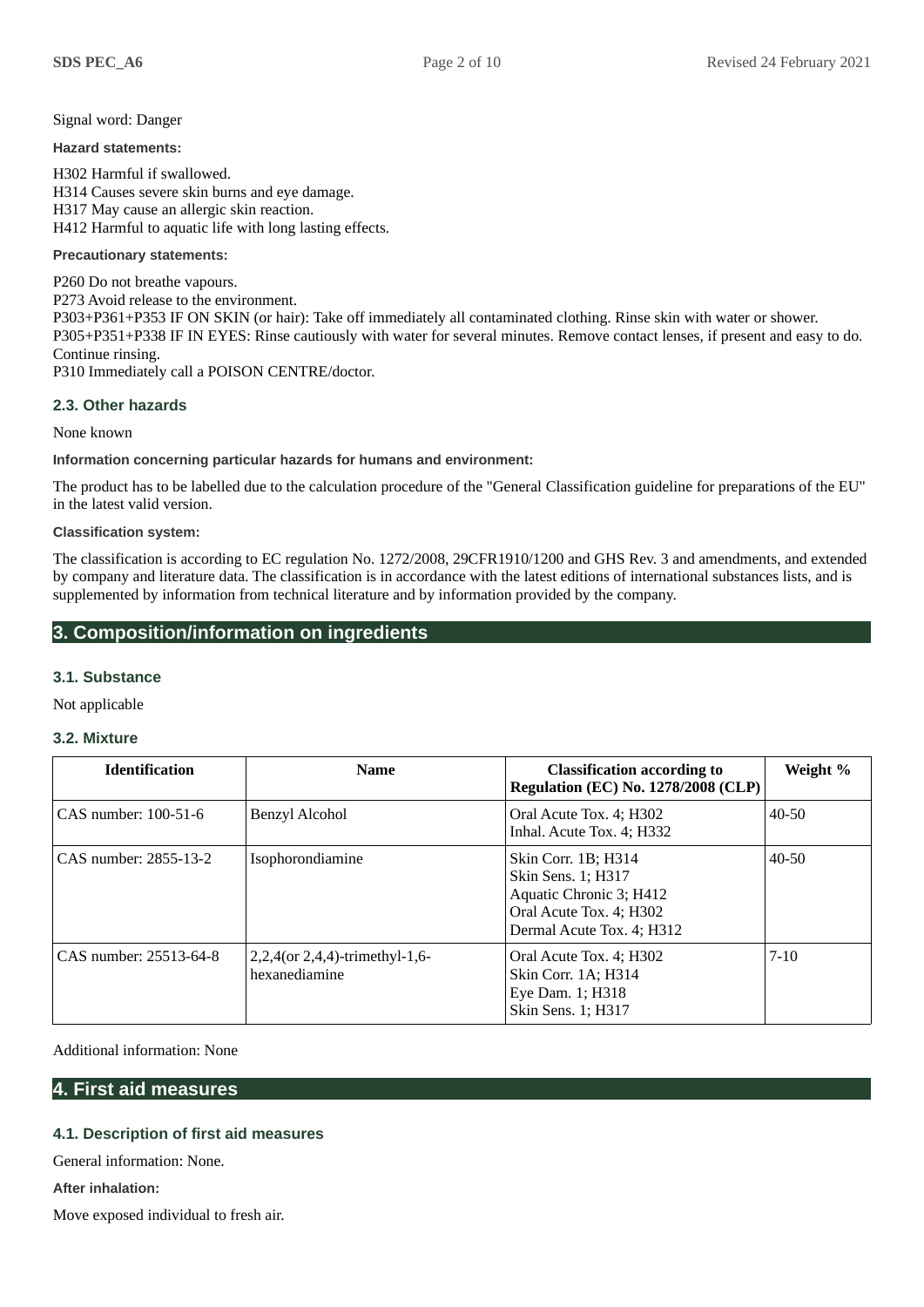Signal word: Danger

**Hazard statements:**

H302 Harmful if swallowed.
H314 Causes severe skin burns and eye damage.
H317 May cause an allergic skin reaction.
H412 Harmful to aquatic life with long lasting effects.

**Precautionary statements:**

P260 Do not breathe vapours.
P273 Avoid release to the environment.
P303+P361+P353 IF ON SKIN (or hair): Take off immediately all contaminated clothing. Rinse skin with water or shower.
P305+P351+P338 IF IN EYES: Rinse cautiously with water for several minutes. Remove contact lenses, if present and easy to do. Continue rinsing.
P310 Immediately call a POISON CENTRE/doctor.

### 2.3. Other hazards

None known

**Information concerning particular hazards for humans and environment:**

The product has to be labelled due to the calculation procedure of the "General Classification guideline for preparations of the EU" in the latest valid version.

**Classification system:**

The classification is according to EC regulation No. 1272/2008, 29CFR1910/1200 and GHS Rev. 3 and amendments, and extended by company and literature data. The classification is in accordance with the latest editions of international substances lists, and is supplemented by information from technical literature and by information provided by the company.

## 3. Composition/information on ingredients

### 3.1. Substance

Not applicable

### 3.2. Mixture

| Identification | Name | Classification according to Regulation (EC) No. 1278/2008 (CLP) | Weight % |
|---|---|---|---|
| CAS number: 100-51-6 | Benzyl Alcohol | Oral Acute Tox. 4; H302<br>Inhal. Acute Tox. 4; H332 | 40-50 |
| CAS number: 2855-13-2 | Isophorondiamine | Skin Corr. 1B; H314<br>Skin Sens. 1; H317<br>Aquatic Chronic 3; H412<br>Oral Acute Tox. 4; H302<br>Dermal Acute Tox. 4; H312 | 40-50 |
| CAS number: 25513-64-8 | 2,2,4(or 2,4,4)-trimethyl-1,6-hexanediamine | Oral Acute Tox. 4; H302<br>Skin Corr. 1A; H314<br>Eye Dam. 1; H318<br>Skin Sens. 1; H317 | 7-10 |

Additional information: None

## 4. First aid measures

### 4.1. Description of first aid measures

General information: None.

**After inhalation:**

Move exposed individual to fresh air.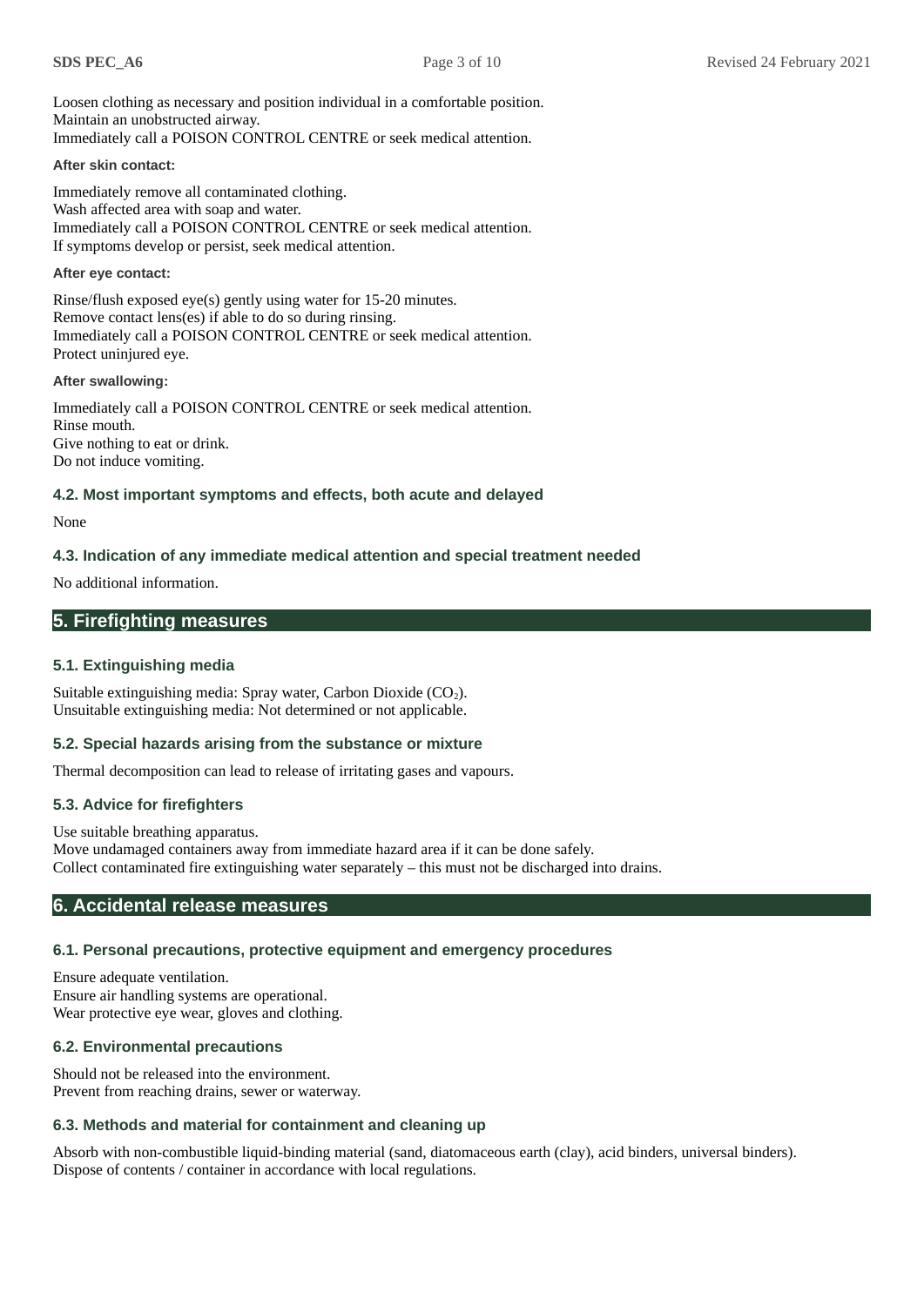Loosen clothing as necessary and position individual in a comfortable position.
Maintain an unobstructed airway.
Immediately call a POISON CONTROL CENTRE or seek medical attention.

**After skin contact:**

Immediately remove all contaminated clothing.
Wash affected area with soap and water.
Immediately call a POISON CONTROL CENTRE or seek medical attention.
If symptoms develop or persist, seek medical attention.

**After eye contact:**

Rinse/flush exposed eye(s) gently using water for 15-20 minutes.
Remove contact lens(es) if able to do so during rinsing.
Immediately call a POISON CONTROL CENTRE or seek medical attention.
Protect uninjured eye.

**After swallowing:**

Immediately call a POISON CONTROL CENTRE or seek medical attention.
Rinse mouth.
Give nothing to eat or drink.
Do not induce vomiting.

### 4.2. Most important symptoms and effects, both acute and delayed

None

### 4.3. Indication of any immediate medical attention and special treatment needed

No additional information.

## 5. Firefighting measures

### 5.1. Extinguishing media

Suitable extinguishing media: Spray water, Carbon Dioxide ($CO_2$).
Unsuitable extinguishing media: Not determined or not applicable.

### 5.2. Special hazards arising from the substance or mixture

Thermal decomposition can lead to release of irritating gases and vapours.

### 5.3. Advice for firefighters

Use suitable breathing apparatus.
Move undamaged containers away from immediate hazard area if it can be done safely.
Collect contaminated fire extinguishing water separately – this must not be discharged into drains.

## 6. Accidental release measures

### 6.1. Personal precautions, protective equipment and emergency procedures

Ensure adequate ventilation.
Ensure air handling systems are operational.
Wear protective eye wear, gloves and clothing.

### 6.2. Environmental precautions

Should not be released into the environment.
Prevent from reaching drains, sewer or waterway.

### 6.3. Methods and material for containment and cleaning up

Absorb with non-combustible liquid-binding material (sand, diatomaceous earth (clay), acid binders, universal binders).
Dispose of contents / container in accordance with local regulations.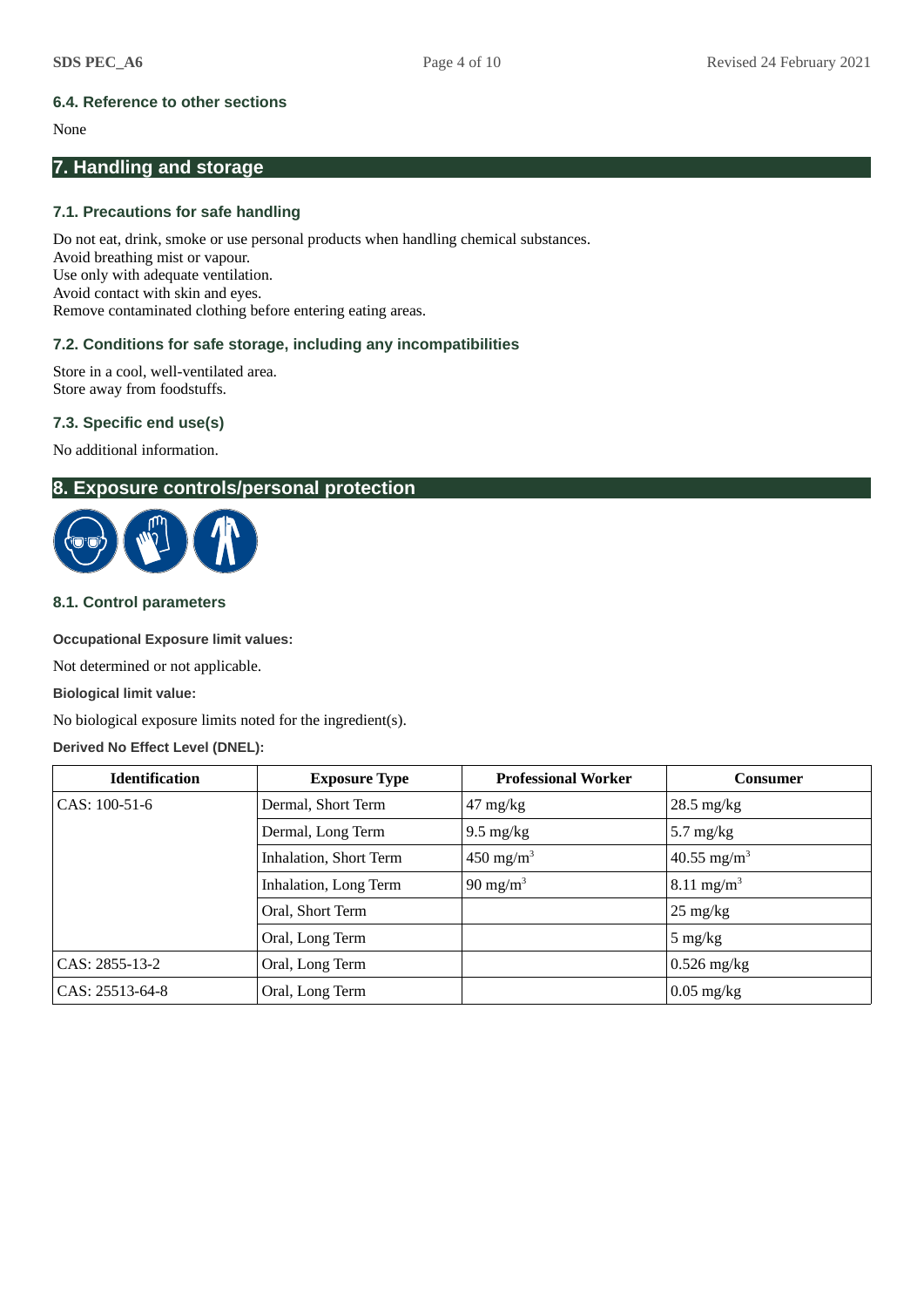### 6.4. Reference to other sections

None

## 7. Handling and storage

### 7.1. Precautions for safe handling

Do not eat, drink, smoke or use personal products when handling chemical substances.
Avoid breathing mist or vapour.
Use only with adequate ventilation.
Avoid contact with skin and eyes.
Remove contaminated clothing before entering eating areas.

### 7.2. Conditions for safe storage, including any incompatibilities

Store in a cool, well-ventilated area.
Store away from foodstuffs.

### 7.3. Specific end use(s)

No additional information.

## 8. Exposure controls/personal protection

### 8.1. Control parameters

**Occupational Exposure limit values:**

Not determined or not applicable.

**Biological limit value:**

No biological exposure limits noted for the ingredient(s).

**Derived No Effect Level (DNEL):**

| Identification | Exposure Type | Professional Worker | Consumer |
|---|---|---|---|
| CAS: 100-51-6 | Dermal, Short Term | 47 mg/kg | 28.5 mg/kg |
| | Dermal, Long Term | 9.5 mg/kg | 5.7 mg/kg |
| | Inhalation, Short Term | 450 $mg/m^3$ | 40.55 $mg/m^3$ |
| | Inhalation, Long Term | 90 $mg/m^3$ | 8.11 $mg/m^3$ |
| | Oral, Short Term | | 25 mg/kg |
| | Oral, Long Term | | 5 mg/kg |
| CAS: 2855-13-2 | Oral, Long Term | | 0.526 mg/kg |
| CAS: 25513-64-8 | Oral, Long Term | | 0.05 mg/kg |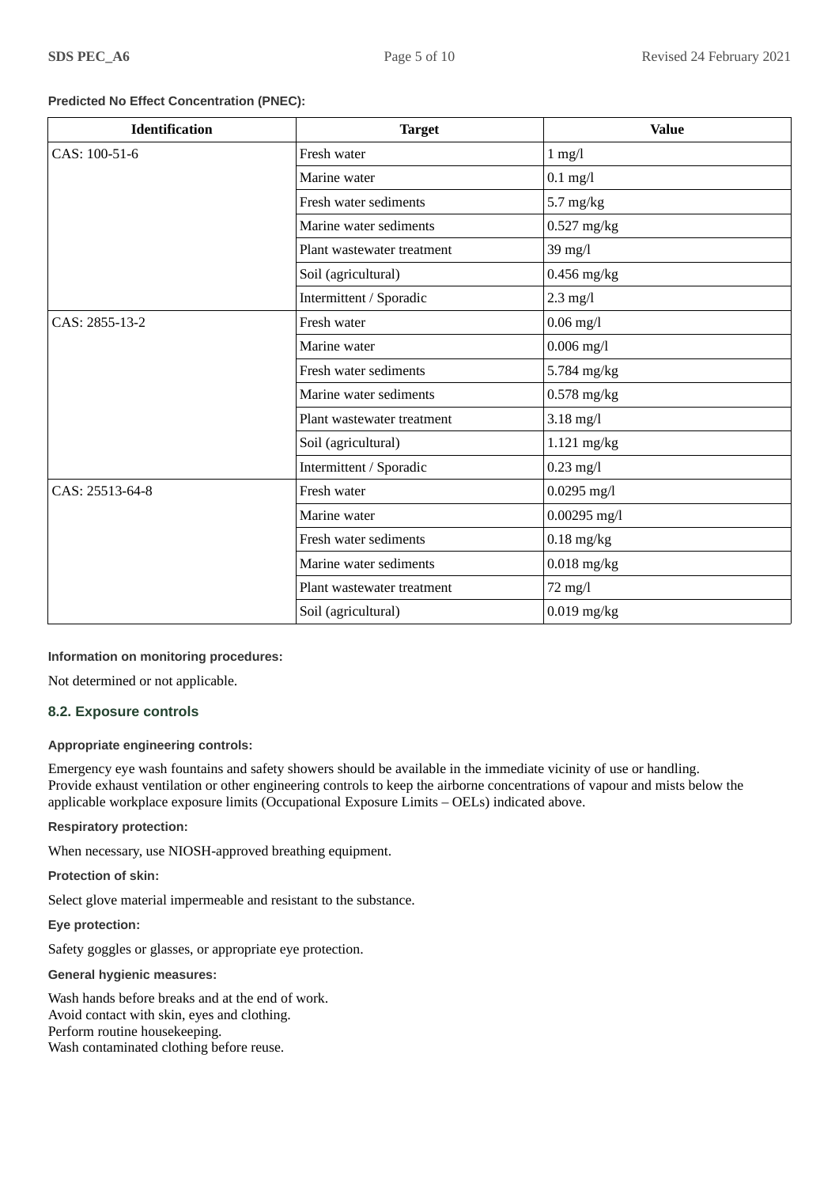**Predicted No Effect Concentration (PNEC):**

| Identification | Target | Value |
| --- | --- | --- |
| CAS: 100-51-6 | Fresh water | 1 mg/l |
| | Marine water | 0.1 mg/l |
| | Fresh water sediments | 5.7 mg/kg |
| | Marine water sediments | 0.527 mg/kg |
| | Plant wastewater treatment | 39 mg/l |
| | Soil (agricultural) | 0.456 mg/kg |
| | Intermittent / Sporadic | 2.3 mg/l |
| CAS: 2855-13-2 | Fresh water | 0.06 mg/l |
| | Marine water | 0.006 mg/l |
| | Fresh water sediments | 5.784 mg/kg |
| | Marine water sediments | 0.578 mg/kg |
| | Plant wastewater treatment | 3.18 mg/l |
| | Soil (agricultural) | 1.121 mg/kg |
| | Intermittent / Sporadic | 0.23 mg/l |
| CAS: 25513-64-8 | Fresh water | 0.0295 mg/l |
| | Marine water | 0.00295 mg/l |
| | Fresh water sediments | 0.18 mg/kg |
| | Marine water sediments | 0.018 mg/kg |
| | Plant wastewater treatment | 72 mg/l |
| | Soil (agricultural) | 0.019 mg/kg |

**Information on monitoring procedures:**

Not determined or not applicable.

### 8.2. Exposure controls

**Appropriate engineering controls:**

Emergency eye wash fountains and safety showers should be available in the immediate vicinity of use or handling.
Provide exhaust ventilation or other engineering controls to keep the airborne concentrations of vapour and mists below the applicable workplace exposure limits (Occupational Exposure Limits – OELs) indicated above.

**Respiratory protection:**

When necessary, use NIOSH-approved breathing equipment.

**Protection of skin:**

Select glove material impermeable and resistant to the substance.

**Eye protection:**

Safety goggles or glasses, or appropriate eye protection.

**General hygienic measures:**

Wash hands before breaks and at the end of work.
Avoid contact with skin, eyes and clothing.
Perform routine housekeeping.
Wash contaminated clothing before reuse.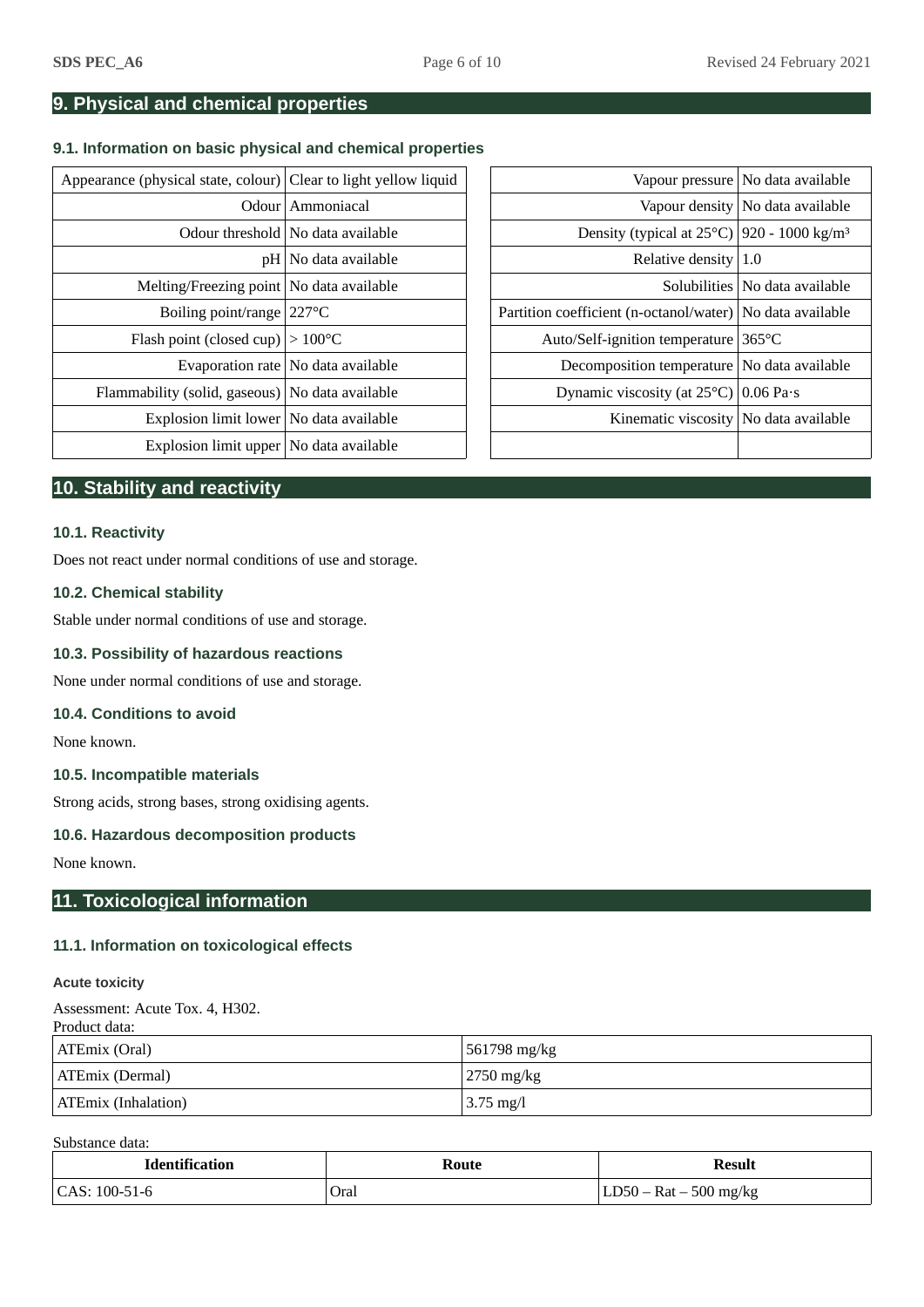## 9. Physical and chemical properties

### 9.1. Information on basic physical and chemical properties

| | |
|---|---|
| Appearance (physical state, colour) | Clear to light yellow liquid |
| Odour | Ammoniacal |
| Odour threshold | No data available |
| pH | No data available |
| Melting/Freezing point | No data available |
| Boiling point/range | 227°C |
| Flash point (closed cup) | > 100°C |
| Evaporation rate | No data available |
| Flammability (solid, gaseous) | No data available |
| Explosion limit lower | No data available |
| Explosion limit upper | No data available |

| | |
|---|---|
| Vapour pressure | No data available |
| Vapour density | No data available |
| Density (typical at 25°C) | 920 - 1000 kg/m³ |
| Relative density | 1.0 |
| Solubilities | No data available |
| Partition coefficient (n-octanol/water) | No data available |
| Auto/Self-ignition temperature | 365°C |
| Decomposition temperature | No data available |
| Dynamic viscosity (at 25°C) | 0.06 Pa·s |
| Kinematic viscosity | No data available |
| | |

## 10. Stability and reactivity

### 10.1. Reactivity

Does not react under normal conditions of use and storage.

### 10.2. Chemical stability

Stable under normal conditions of use and storage.

### 10.3. Possibility of hazardous reactions

None under normal conditions of use and storage.

### 10.4. Conditions to avoid

None known.

### 10.5. Incompatible materials

Strong acids, strong bases, strong oxidising agents.

### 10.6. Hazardous decomposition products

None known.

## 11. Toxicological information

### 11.1. Information on toxicological effects

#### Acute toxicity

Assessment: Acute Tox. 4, H302.

Product data:

| | |
|---|---|
| ATEmix (Oral) | 561798 mg/kg |
| ATEmix (Dermal) | 2750 mg/kg |
| ATEmix (Inhalation) | 3.75 mg/l |

Substance data:

| Identification | Route | Result |
|---|---|---|
| CAS: 100-51-6 | Oral | LD50 – Rat – 500 mg/kg |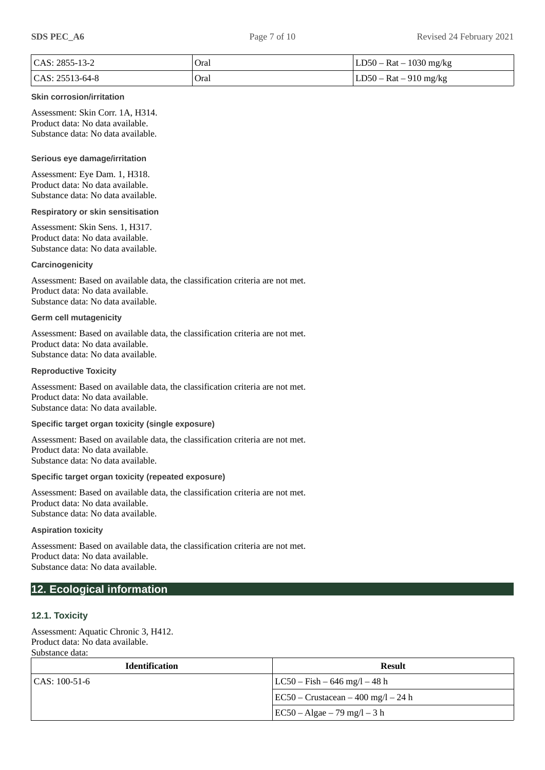| | | |
|---|---|---|
| CAS: 2855-13-2 | Oral | LD50 – Rat – 1030 mg/kg |
| CAS: 25513-64-8 | Oral | LD50 – Rat – 910 mg/kg |

**Skin corrosion/irritation**

Assessment: Skin Corr. 1A, H314.
Product data: No data available.
Substance data: No data available.

**Serious eye damage/irritation**

Assessment: Eye Dam. 1, H318.
Product data: No data available.
Substance data: No data available.

**Respiratory or skin sensitisation**

Assessment: Skin Sens. 1, H317.
Product data: No data available.
Substance data: No data available.

**Carcinogenicity**

Assessment: Based on available data, the classification criteria are not met.
Product data: No data available.
Substance data: No data available.

**Germ cell mutagenicity**

Assessment: Based on available data, the classification criteria are not met.
Product data: No data available.
Substance data: No data available.

**Reproductive Toxicity**

Assessment: Based on available data, the classification criteria are not met.
Product data: No data available.
Substance data: No data available.

**Specific target organ toxicity (single exposure)**

Assessment: Based on available data, the classification criteria are not met.
Product data: No data available.
Substance data: No data available.

**Specific target organ toxicity (repeated exposure)**

Assessment: Based on available data, the classification criteria are not met.
Product data: No data available.
Substance data: No data available.

**Aspiration toxicity**

Assessment: Based on available data, the classification criteria are not met.
Product data: No data available.
Substance data: No data available.

## 12. Ecological information

### 12.1. Toxicity

Assessment: Aquatic Chronic 3, H412.
Product data: No data available.
Substance data:

| Identification | Result |
|---|---|
| CAS: 100-51-6 | LC50 – Fish – 646 mg/l – 48 h |
| | EC50 – Crustacean – 400 mg/l – 24 h |
| | EC50 – Algae – 79 mg/l – 3 h |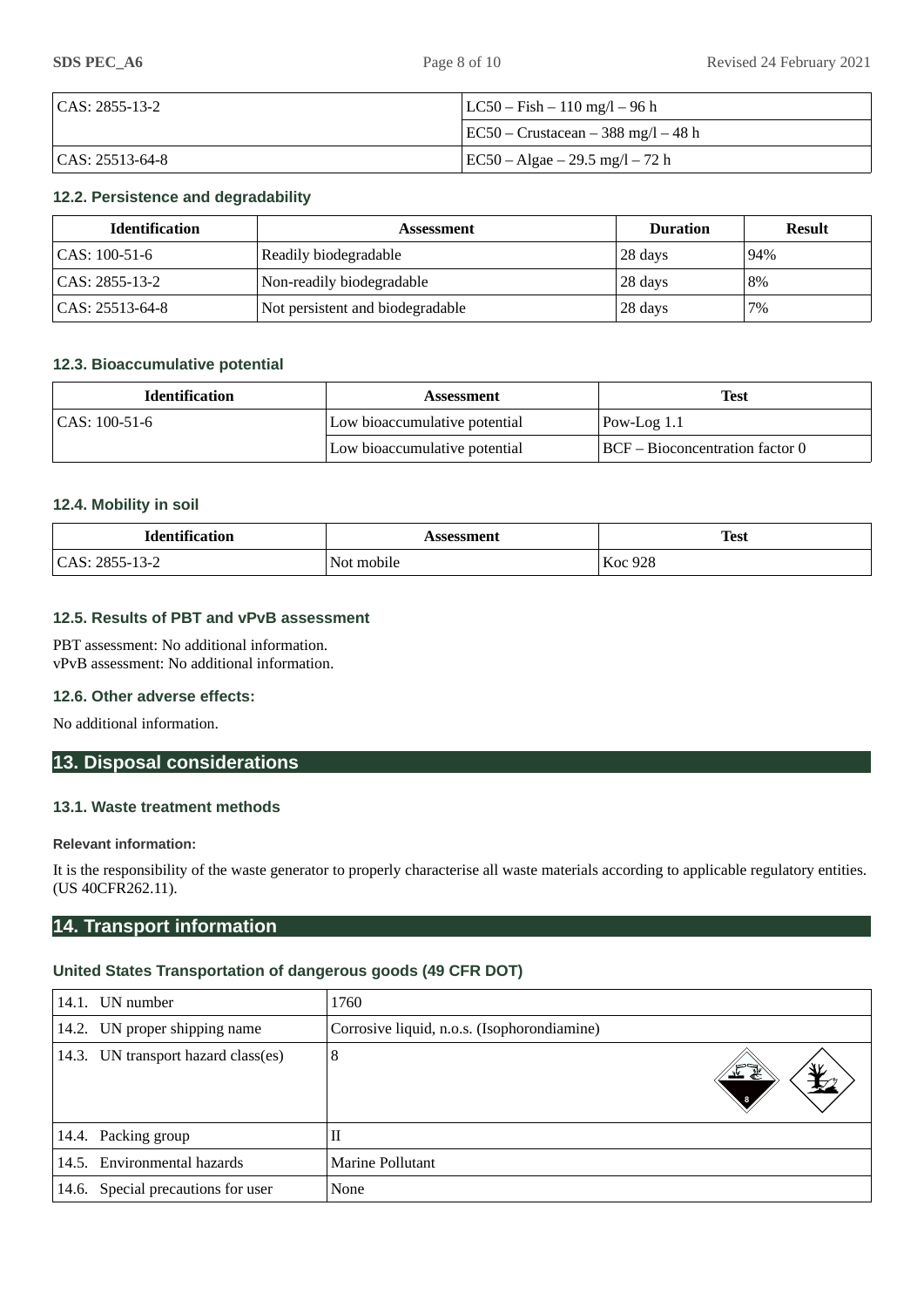| | |
|---|---|
| CAS: 2855-13-2 | LC50 – Fish – 110 mg/l – 96 h |
| | EC50 – Crustacean – 388 mg/l – 48 h |
| CAS: 25513-64-8 | EC50 – Algae – 29.5 mg/l – 72 h |

### 12.2. Persistence and degradability

| Identification | Assessment | Duration | Result |
|---|---|---|---|
| CAS: 100-51-6 | Readily biodegradable | 28 days | 94% |
| CAS: 2855-13-2 | Non-readily biodegradable | 28 days | 8% |
| CAS: 25513-64-8 | Not persistent and biodegradable | 28 days | 7% |

### 12.3. Bioaccumulative potential

| Identification | Assessment | Test |
|---|---|---|
| CAS: 100-51-6 | Low bioaccumulative potential | Pow-Log 1.1 |
| | Low bioaccumulative potential | BCF – Bioconcentration factor 0 |

### 12.4. Mobility in soil

| Identification | Assessment | Test |
|---|---|---|
| CAS: 2855-13-2 | Not mobile | Koc 928 |

### 12.5. Results of PBT and vPvB assessment

PBT assessment: No additional information.
vPvB assessment: No additional information.

### 12.6. Other adverse effects:

No additional information.

## 13. Disposal considerations

### 13.1. Waste treatment methods

**Relevant information:**

It is the responsibility of the waste generator to properly characterise all waste materials according to applicable regulatory entities. (US 40CFR262.11).

## 14. Transport information

### United States Transportation of dangerous goods (49 CFR DOT)

| | |
|---|---|
| 14.1. UN number | 1760 |
| 14.2. UN proper shipping name | Corrosive liquid, n.o.s. (Isophorondiamine) |
| 14.3. UN transport hazard class(es) | 8 |
| 14.4. Packing group | II |
| 14.5. Environmental hazards | Marine Pollutant |
| 14.6. Special precautions for user | None |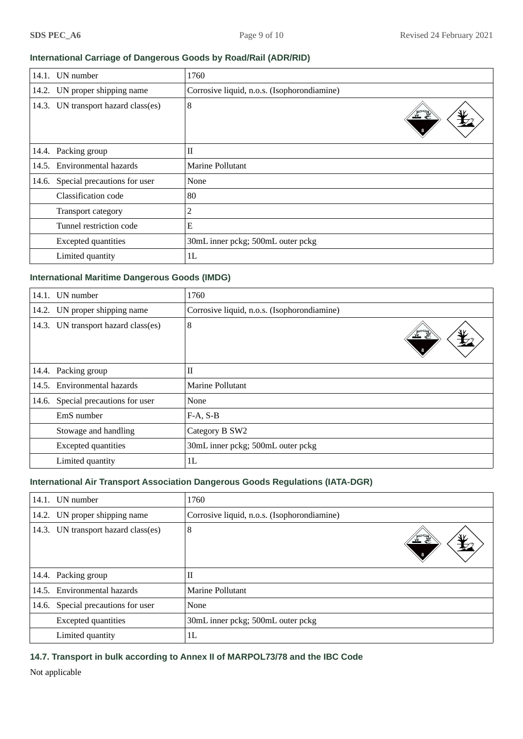### International Carriage of Dangerous Goods by Road/Rail (ADR/RID)

| | |
|---|---|
| 14.1. UN number | 1760 |
| 14.2. UN proper shipping name | Corrosive liquid, n.o.s. (Isophorondiamine) |
| 14.3. UN transport hazard class(es) | 8 |
| 14.4. Packing group | II |
| 14.5. Environmental hazards | Marine Pollutant |
| 14.6. Special precautions for user | None |
| Classification code | 80 |
| Transport category | 2 |
| Tunnel restriction code | E |
| Excepted quantities | 30mL inner pckg; 500mL outer pckg |
| Limited quantity | 1L |

### International Maritime Dangerous Goods (IMDG)

| | |
|---|---|
| 14.1. UN number | 1760 |
| 14.2. UN proper shipping name | Corrosive liquid, n.o.s. (Isophorondiamine) |
| 14.3. UN transport hazard class(es) | 8 |
| 14.4. Packing group | II |
| 14.5. Environmental hazards | Marine Pollutant |
| 14.6. Special precautions for user | None |
| EmS number | F-A, S-B |
| Stowage and handling | Category B SW2 |
| Excepted quantities | 30mL inner pckg; 500mL outer pckg |
| Limited quantity | 1L |

### International Air Transport Association Dangerous Goods Regulations (IATA-DGR)

| | |
|---|---|
| 14.1. UN number | 1760 |
| 14.2. UN proper shipping name | Corrosive liquid, n.o.s. (Isophorondiamine) |
| 14.3. UN transport hazard class(es) | 8 |
| 14.4. Packing group | II |
| 14.5. Environmental hazards | Marine Pollutant |
| 14.6. Special precautions for user | None |
| Excepted quantities | 30mL inner pckg; 500mL outer pckg |
| Limited quantity | 1L |

### 14.7. Transport in bulk according to Annex II of MARPOL73/78 and the IBC Code

Not applicable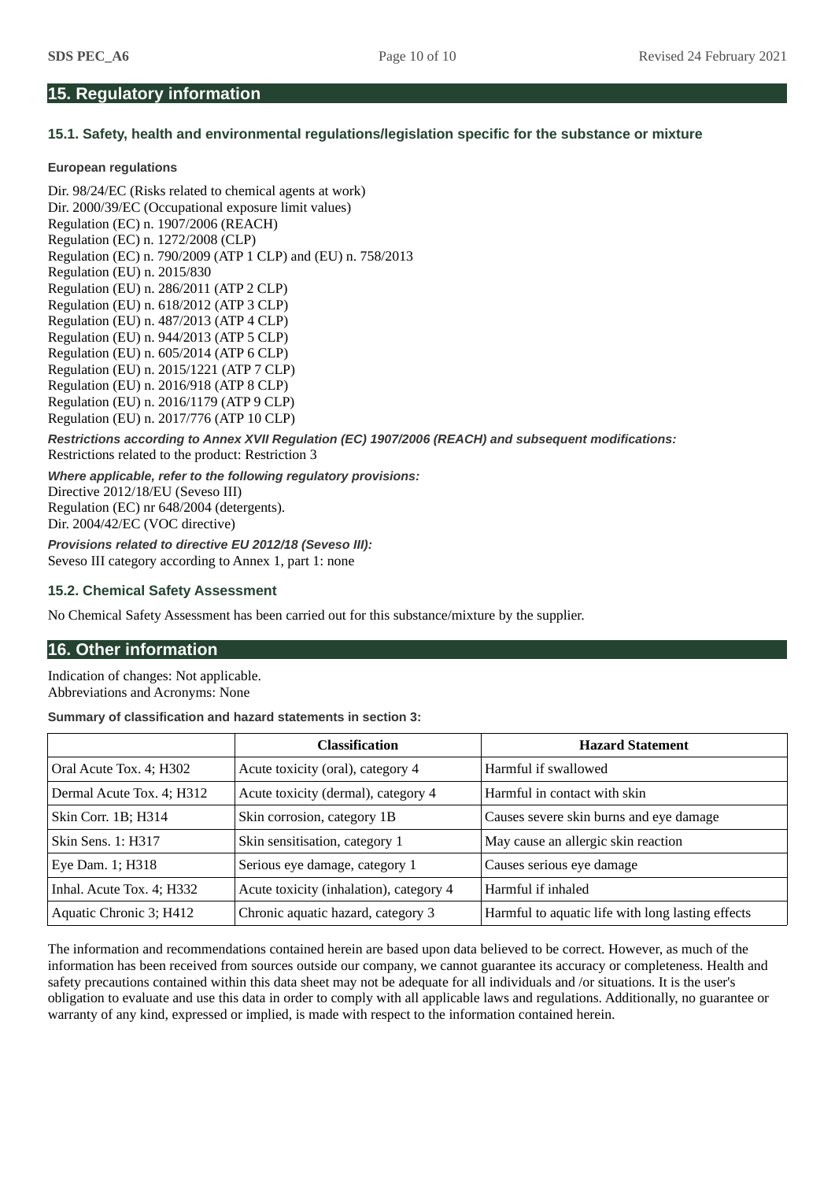## 15. Regulatory information

### 15.1. Safety, health and environmental regulations/legislation specific for the substance or mixture

**European regulations**

Dir. 98/24/EC (Risks related to chemical agents at work)
Dir. 2000/39/EC (Occupational exposure limit values)
Regulation (EC) n. 1907/2006 (REACH)
Regulation (EC) n. 1272/2008 (CLP)
Regulation (EC) n. 790/2009 (ATP 1 CLP) and (EU) n. 758/2013
Regulation (EU) n. 2015/830
Regulation (EU) n. 286/2011 (ATP 2 CLP)
Regulation (EU) n. 618/2012 (ATP 3 CLP)
Regulation (EU) n. 487/2013 (ATP 4 CLP)
Regulation (EU) n. 944/2013 (ATP 5 CLP)
Regulation (EU) n. 605/2014 (ATP 6 CLP)
Regulation (EU) n. 2015/1221 (ATP 7 CLP)
Regulation (EU) n. 2016/918 (ATP 8 CLP)
Regulation (EU) n. 2016/1179 (ATP 9 CLP)
Regulation (EU) n. 2017/776 (ATP 10 CLP)

***Restrictions according to Annex XVII Regulation (EC) 1907/2006 (REACH) and subsequent modifications:***
Restrictions related to the product: Restriction 3

***Where applicable, refer to the following regulatory provisions:***
Directive 2012/18/EU (Seveso III)
Regulation (EC) nr 648/2004 (detergents).
Dir. 2004/42/EC (VOC directive)

***Provisions related to directive EU 2012/18 (Seveso III):***
Seveso III category according to Annex 1, part 1: none

### 15.2. Chemical Safety Assessment

No Chemical Safety Assessment has been carried out for this substance/mixture by the supplier.

## 16. Other information

Indication of changes: Not applicable.
Abbreviations and Acronyms: None

**Summary of classification and hazard statements in section 3:**

| | Classification | Hazard Statement |
|---|---|---|
| Oral Acute Tox. 4; H302 | Acute toxicity (oral), category 4 | Harmful if swallowed |
| Dermal Acute Tox. 4; H312 | Acute toxicity (dermal), category 4 | Harmful in contact with skin |
| Skin Corr. 1B; H314 | Skin corrosion, category 1B | Causes severe skin burns and eye damage |
| Skin Sens. 1: H317 | Skin sensitisation, category 1 | May cause an allergic skin reaction |
| Eye Dam. 1; H318 | Serious eye damage, category 1 | Causes serious eye damage |
| Inhal. Acute Tox. 4; H332 | Acute toxicity (inhalation), category 4 | Harmful if inhaled |
| Aquatic Chronic 3; H412 | Chronic aquatic hazard, category 3 | Harmful to aquatic life with long lasting effects |

The information and recommendations contained herein are based upon data believed to be correct. However, as much of the information has been received from sources outside our company, we cannot guarantee its accuracy or completeness. Health and safety precautions contained within this data sheet may not be adequate for all individuals and /or situations. It is the user's obligation to evaluate and use this data in order to comply with all applicable laws and regulations. Additionally, no guarantee or warranty of any kind, expressed or implied, is made with respect to the information contained herein.